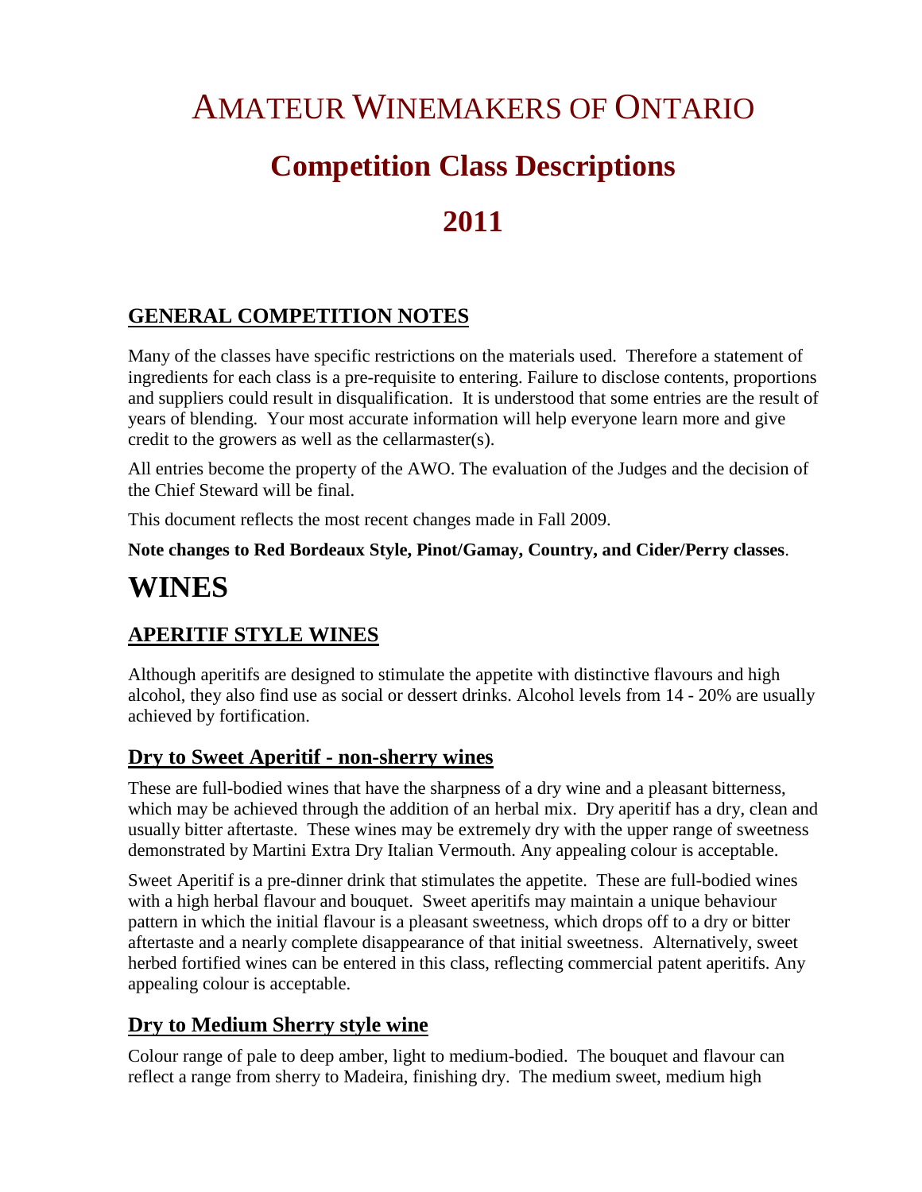# AMATEUR WINEMAKERS OF ONTARIO

# Competition Class Descriptions

# 2011

## GENERAL COMPETITION NOTES

Many of the classes have specific restrictions on the materials used. Therefore a statement of ingredients for each class is a pre-requisite to entering. Failure to disclose contents, proportions and suppliers could result in disqualification. It is understood that some entries are the result of years of blending. Your most accurate information will help everyone learn more and give credit to the growers as well as the cellarmaster(s).

All entries become the property of the AWO. The evaluation of the Judges and the decision of the Chief Steward will be final.

This document reflects the most recent changes made in Fall 2009.

**Note changes to Red Bordeaux Style, Pinot/Gamay, Country, and Cider/Perry classes**.

# WINES

## APERITIF STYLE WINES

Although aperitifs are designed to stimulate the appetite with distinctive flavours and high alcohol, they also find use as social or dessert drinks. Alcohol levels from 14 - 20% are usually achieved by fortification.

### Dry to Sweet Aperitif - non-sherry wines

These are full-bodied wines that have the sharpness of a dry wine and a pleasant bitterness, which may be achieved through the addition of an herbal mix. Dry aperitif has a dry, clean and usually bitter aftertaste. These wines may be extremely dry with the upper range of sweetness demonstrated by Martini Extra Dry Italian Vermouth. Any appealing colour is acceptable.

Sweet Aperitif is a pre-dinner drink that stimulates the appetite. These are full-bodied wines with a high herbal flavour and bouquet. Sweet aperitifs may maintain a unique behaviour pattern in which the initial flavour is a pleasant sweetness, which drops off to a dry or bitter aftertaste and a nearly complete disappearance of that initial sweetness. Alternatively, sweet herbed fortified wines can be entered in this class, reflecting commercial patent aperitifs. Any appealing colour is acceptable.

### Dry to Medium Sherry style wine

Colour range of pale to deep amber, light to medium-bodied. The bouquet and flavour can reflect a range from sherry to Madeira, finishing dry. The medium sweet, medium high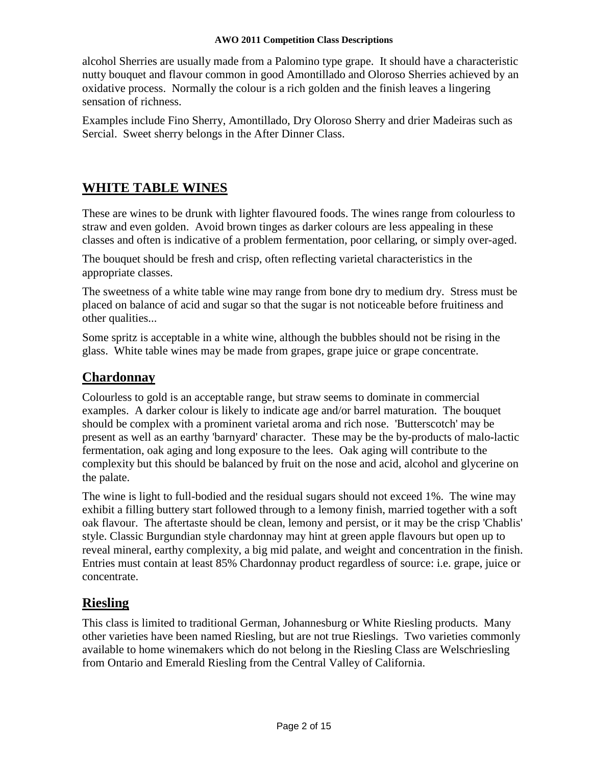alcohol Sherries are usually made from a Palomino type grape. It should have a characteristic nutty bouquet and flavour common in good Amontillado and Oloroso Sherries achieved by an oxidative process. Normally the colour is a rich golden and the finish leaves a lingering sensation of richness.

Examples include Fino Sherry, Amontillado, Dry Oloroso Sherry and drier Madeiras such as Sercial. Sweet sherry belongs in the After Dinner Class.

# WHITE TABLE WINES

These are wines to be drunk with lighter flavoured foods. The wines range from colourless to straw and even golden. Avoid brown tinges as darker colours are less appealing in these classes and often is indicative of a problem fermentation, poor cellaring, or simply over-aged.

The bouquet should be fresh and crisp, often reflecting varietal characteristics in the appropriate classes.

The sweetness of a white table wine may range from bone dry to medium dry. Stress must be placed on balance of acid and sugar so that the sugar is not noticeable before fruitiness and other qualities...

Some spritz is acceptable in a white wine, although the bubbles should not be rising in the glass. White table wines may be made from grapes, grape juice or grape concentrate.

## Chardonnay

Colourless to gold is an acceptable range, but straw seems to dominate in commercial examples. A darker colour is likely to indicate age and/or barrel maturation. The bouquet should be complex with a prominent varietal aroma and rich nose. 'Butterscotch' may be present as well as an earthy 'barnyard' character. These may be the by-products of malo-lactic fermentation, oak aging and long exposure to the lees. Oak aging will contribute to the complexity but this should be balanced by fruit on the nose and acid, alcohol and glycerine on the palate.

The wine is light to full-bodied and the residual sugars should not exceed 1%. The wine may exhibit a filling buttery start followed through to a lemony finish, married together with a soft oak flavour. The aftertaste should be clean, lemony and persist, or it may be the crisp 'Chablis' style. Classic Burgundian style chardonnay may hint at green apple flavours but open up to reveal mineral, earthy complexity, a big mid palate, and weight and concentration in the finish. Entries must contain at least 85% Chardonnay product regardless of source: i.e. grape, juice or concentrate.

## Riesling

This class is limited to traditional German, Johannesburg or White Riesling products. Many other varieties have been named Riesling, but are not true Rieslings. Two varieties commonly available to home winemakers which do not belong in the Riesling Class are Welschriesling from Ontario and Emerald Riesling from the Central Valley of California.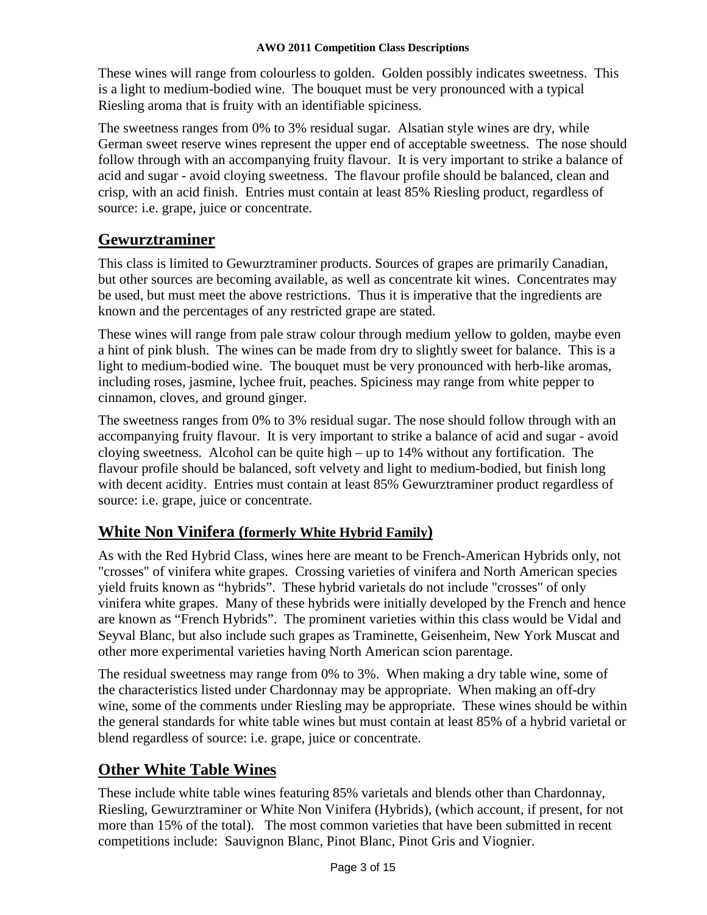These wines will range from colourless to golden. Golden possibly indicates sweetness. This is a light to medium-bodied wine. The bouquet must be very pronounced with a typical Riesling aroma that is fruity with an identifiable spiciness.

The sweetness ranges from 0% to 3% residual sugar. Alsatian style wines are dry, while German sweet reserve wines represent the upper end of acceptable sweetness. The nose should follow through with an accompanying fruity flavour. It is very important to strike a balance of acid and sugar - avoid cloying sweetness. The flavour profile should be balanced, clean and crisp, with an acid finish. Entries must contain at least 85% Riesling product, regardless of source: i.e. grape, juice or concentrate.

## Gewurztraminer

This class is limited to Gewurztraminer products. Sources of grapes are primarily Canadian, but other sources are becoming available, as well as concentrate kit wines. Concentrates may be used, but must meet the above restrictions. Thus it is imperative that the ingredients are known and the percentages of any restricted grape are stated.

These wines will range from pale straw colour through medium yellow to golden, maybe even a hint of pink blush. The wines can be made from dry to slightly sweet for balance. This is a light to medium-bodied wine. The bouquet must be very pronounced with herb-like aromas, including roses, jasmine, lychee fruit, peaches. Spiciness may range from white pepper to cinnamon, cloves, and ground ginger.

The sweetness ranges from 0% to 3% residual sugar. The nose should follow through with an accompanying fruity flavour. It is very important to strike a balance of acid and sugar - avoid cloying sweetness. Alcohol can be quite high – up to 14% without any fortification. The flavour profile should be balanced, soft velvety and light to medium-bodied, but finish long with decent acidity. Entries must contain at least 85% Gewurztraminer product regardless of source: i.e. grape, juice or concentrate.

## White Non Vinifera (formerly White Hybrid Family)

As with the Red Hybrid Class, wines here are meant to be French-American Hybrids only, not "crosses" of vinifera white grapes. Crossing varieties of vinifera and North American species yield fruits known as "hybrids". These hybrid varietals do not include "crosses" of only vinifera white grapes. Many of these hybrids were initially developed by the French and hence are known as "French Hybrids". The prominent varieties within this class would be Vidal and Seyval Blanc, but also include such grapes as Traminette, Geisenheim, New York Muscat and other more experimental varieties having North American scion parentage.

The residual sweetness may range from 0% to 3%. When making a dry table wine, some of the characteristics listed under Chardonnay may be appropriate. When making an off-dry wine, some of the comments under Riesling may be appropriate. These wines should be within the general standards for white table wines but must contain at least 85% of a hybrid varietal or blend regardless of source: i.e. grape, juice or concentrate.

## Other White Table Wines

These include white table wines featuring 85% varietals and blends other than Chardonnay, Riesling, Gewurztraminer or White Non Vinifera (Hybrids), (which account, if present, for not more than 15% of the total). The most common varieties that have been submitted in recent competitions include: Sauvignon Blanc, Pinot Blanc, Pinot Gris and Viognier.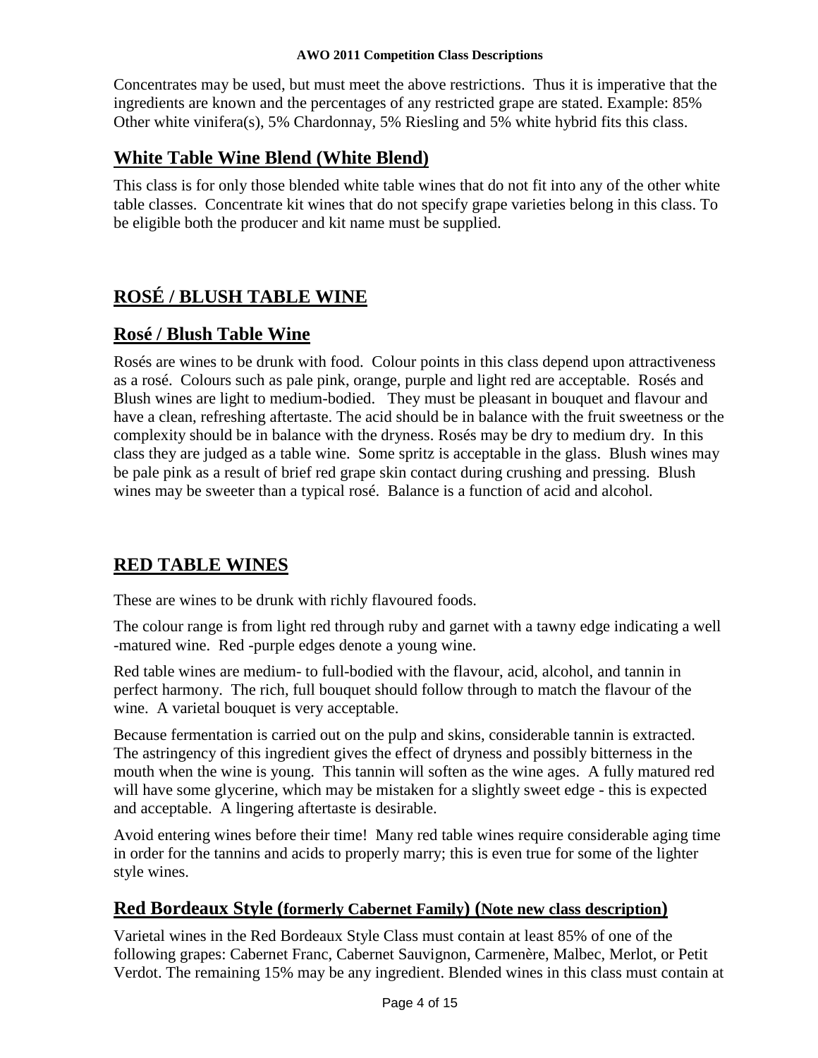Concentrates may be used, but must meet the above restrictions. Thus it is imperative that the ingredients are known and the percentages of any restricted grape are stated. Example: 85% Other white vinifera(s), 5% Chardonnay, 5% Riesling and 5% white hybrid fits this class.

## White Table Wine Blend (White Blend)

This class is for only those blended white table wines that do not fit into any of the other white table classes. Concentrate kit wines that do not specify grape varieties belong in this class. To be eligible both the producer and kit name must be supplied.

# ROSÉ / BLUSH TABLE WINE

## Rosé / Blush Table Wine

Rosés are wines to be drunk with food. Colour points in this class depend upon attractiveness as a rosé. Colours such as pale pink, orange, purple and light red are acceptable. Rosés and Blush wines are light to medium-bodied. They must be pleasant in bouquet and flavour and have a clean, refreshing aftertaste. The acid should be in balance with the fruit sweetness or the complexity should be in balance with the dryness. Rosés may be dry to medium dry. In this class they are judged as a table wine. Some spritz is acceptable in the glass. Blush wines may be pale pink as a result of brief red grape skin contact during crushing and pressing. Blush wines may be sweeter than a typical rosé. Balance is a function of acid and alcohol.

# RED TABLE WINES

These are wines to be drunk with richly flavoured foods.

The colour range is from light red through ruby and garnet with a tawny edge indicating a well -matured wine. Red -purple edges denote a young wine.

Red table wines are medium- to full-bodied with the flavour, acid, alcohol, and tannin in perfect harmony. The rich, full bouquet should follow through to match the flavour of the wine. A varietal bouquet is very acceptable.

Because fermentation is carried out on the pulp and skins, considerable tannin is extracted. The astringency of this ingredient gives the effect of dryness and possibly bitterness in the mouth when the wine is young. This tannin will soften as the wine ages. A fully matured red will have some glycerine, which may be mistaken for a slightly sweet edge - this is expected and acceptable. A lingering aftertaste is desirable.

Avoid entering wines before their time! Many red table wines require considerable aging time in order for the tannins and acids to properly marry; this is even true for some of the lighter style wines.

## Red Bordeaux Style (formerly Cabernet Family) (Note new class description)

Varietal wines in the Red Bordeaux Style Class must contain at least 85% of one of the following grapes: Cabernet Franc, Cabernet Sauvignon, Carmenère, Malbec, Merlot, or Petit Verdot. The remaining 15% may be any ingredient. Blended wines in this class must contain at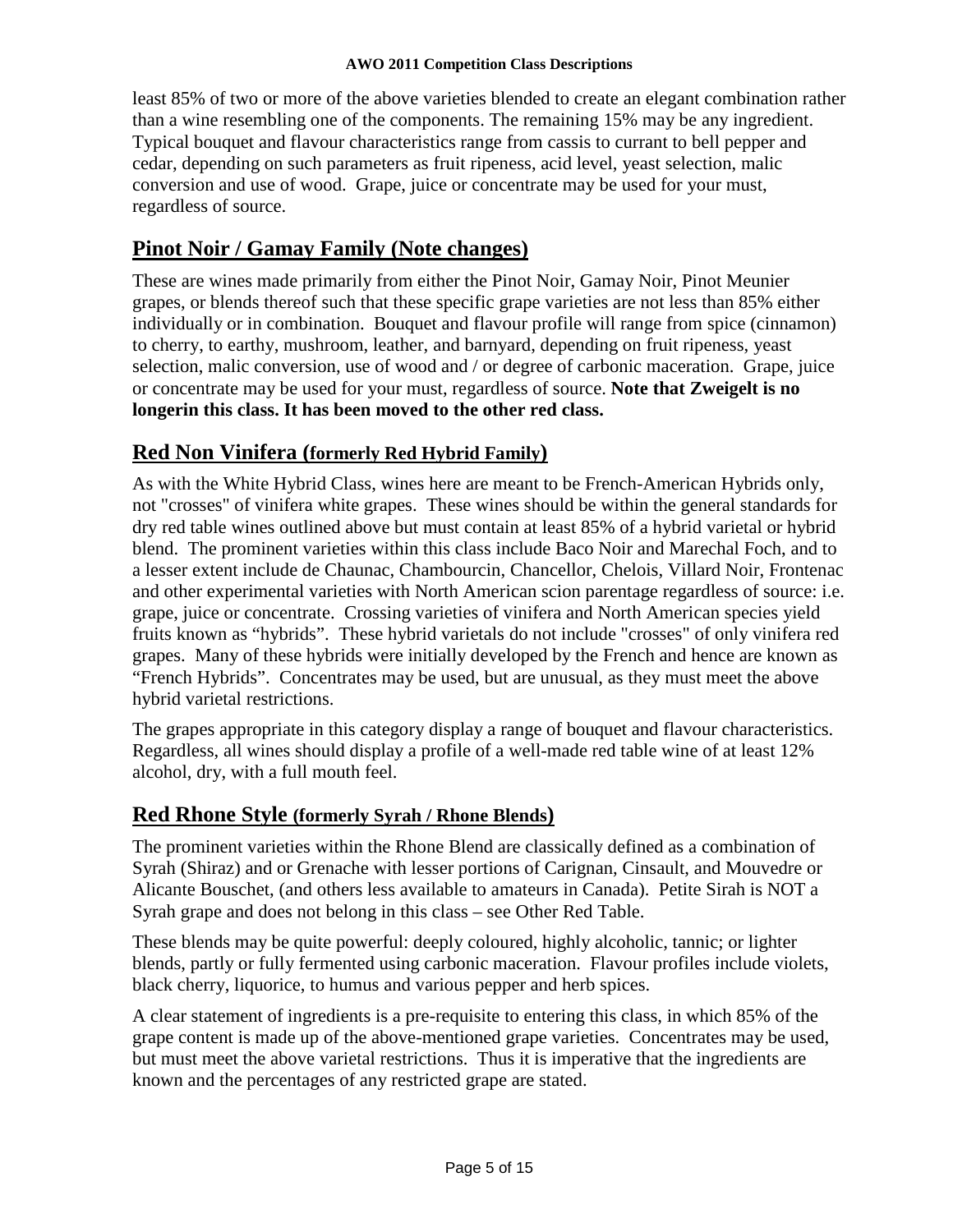least 85% of two or more of the above varieties blended to create an elegant combination rather than a wine resembling one of the components. The remaining 15% may be any ingredient. Typical bouquet and flavour characteristics range from cassis to currant to bell pepper and cedar, depending on such parameters as fruit ripeness, acid level, yeast selection, malic conversion and use of wood. Grape, juice or concentrate may be used for your must, regardless of source.

## Pinot Noir / Gamay Family (Note changes)

These are wines made primarily from either the Pinot Noir, Gamay Noir, Pinot Meunier grapes, or blends thereof such that these specific grape varieties are not less than 85% either individually or in combination. Bouquet and flavour profile will range from spice (cinnamon) to cherry, to earthy, mushroom, leather, and barnyard, depending on fruit ripeness, yeast selection, malic conversion, use of wood and / or degree of carbonic maceration. Grape, juice or concentrate may be used for your must, regardless of source. **Note that Zweigelt is no longerin this class. It has been moved to the other red class.**

## Red Non Vinifera (formerly Red Hybrid Family)

As with the White Hybrid Class, wines here are meant to be French-American Hybrids only, not "crosses" of vinifera white grapes. These wines should be within the general standards for dry red table wines outlined above but must contain at least 85% of a hybrid varietal or hybrid blend. The prominent varieties within this class include Baco Noir and Marechal Foch, and to a lesser extent include de Chaunac, Chambourcin, Chancellor, Chelois, Villard Noir, Frontenac and other experimental varieties with North American scion parentage regardless of source: i.e. grape, juice or concentrate. Crossing varieties of vinifera and North American species yield fruits known as "hybrids". These hybrid varietals do not include "crosses" of only vinifera red grapes. Many of these hybrids were initially developed by the French and hence are known as "French Hybrids". Concentrates may be used, but are unusual, as they must meet the above hybrid varietal restrictions.

The grapes appropriate in this category display a range of bouquet and flavour characteristics. Regardless, all wines should display a profile of a well-made red table wine of at least 12% alcohol, dry, with a full mouth feel.

## Red Rhone Style (formerly Syrah / Rhone Blends)

The prominent varieties within the Rhone Blend are classically defined as a combination of Syrah (Shiraz) and or Grenache with lesser portions of Carignan, Cinsault, and Mouvedre or Alicante Bouschet, (and others less available to amateurs in Canada). Petite Sirah is NOT a Syrah grape and does not belong in this class – see Other Red Table.

These blends may be quite powerful: deeply coloured, highly alcoholic, tannic; or lighter blends, partly or fully fermented using carbonic maceration. Flavour profiles include violets, black cherry, liquorice, to humus and various pepper and herb spices.

A clear statement of ingredients is a pre-requisite to entering this class, in which 85% of the grape content is made up of the above-mentioned grape varieties. Concentrates may be used, but must meet the above varietal restrictions. Thus it is imperative that the ingredients are known and the percentages of any restricted grape are stated.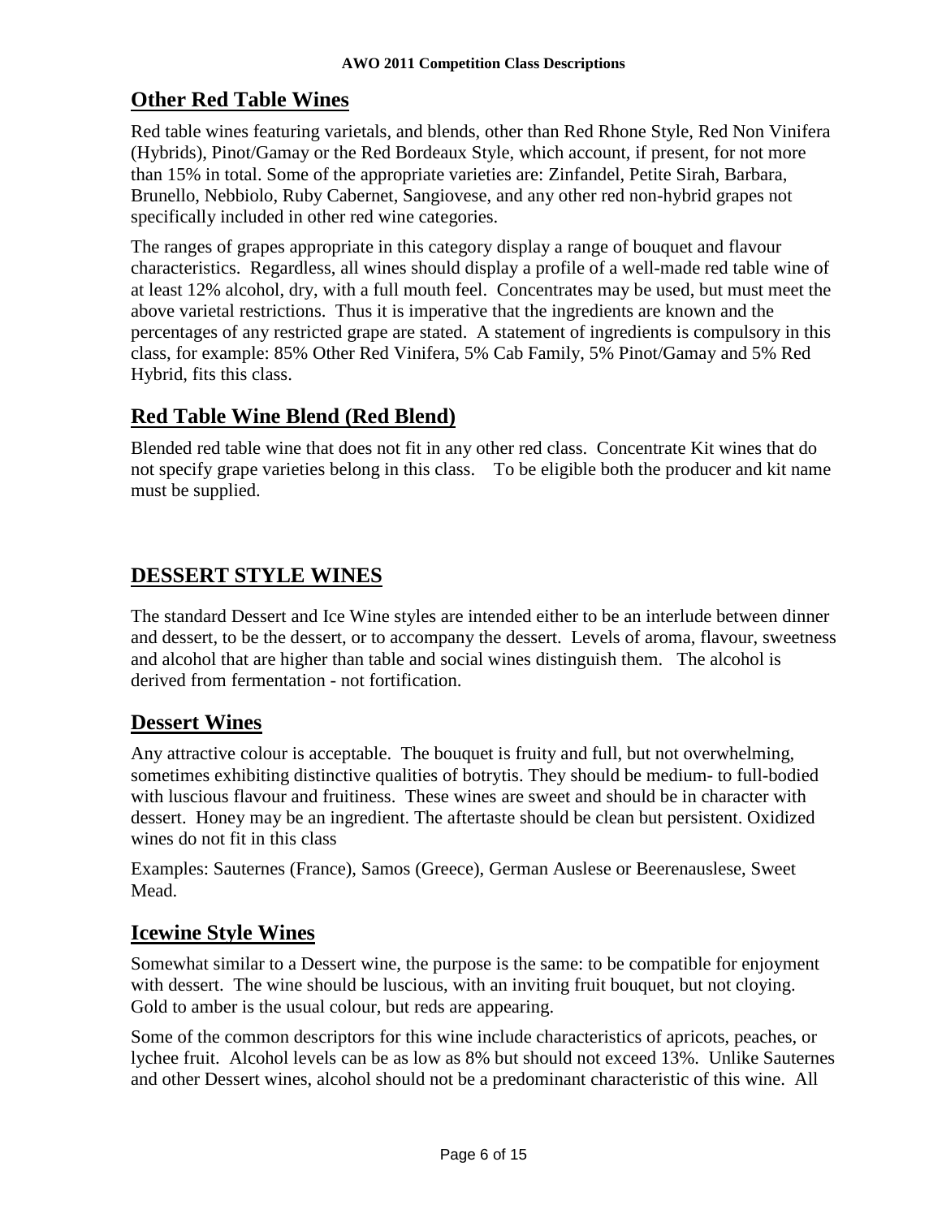## Other Red Table Wines

Red table wines featuring varietals, and blends, other than Red Rhone Style, Red Non Vinifera (Hybrids), Pinot/Gamay or the Red Bordeaux Style, which account, if present, for not more than 15% in total. Some of the appropriate varieties are: Zinfandel, Petite Sirah, Barbara, Brunello, Nebbiolo, Ruby Cabernet, Sangiovese, and any other red non-hybrid grapes not specifically included in other red wine categories.

The ranges of grapes appropriate in this category display a range of bouquet and flavour characteristics. Regardless, all wines should display a profile of a well-made red table wine of at least 12% alcohol, dry, with a full mouth feel. Concentrates may be used, but must meet the above varietal restrictions. Thus it is imperative that the ingredients are known and the percentages of any restricted grape are stated. A statement of ingredients is compulsory in this class, for example: 85% Other Red Vinifera, 5% Cab Family, 5% Pinot/Gamay and 5% Red Hybrid, fits this class.

## Red Table Wine Blend (Red Blend)

Blended red table wine that does not fit in any other red class. Concentrate Kit wines that do not specify grape varieties belong in this class. To be eligible both the producer and kit name must be supplied.

# DESSERT STYLE WINES

The standard Dessert and Ice Wine styles are intended either to be an interlude between dinner and dessert, to be the dessert, or to accompany the dessert. Levels of aroma, flavour, sweetness and alcohol that are higher than table and social wines distinguish them. The alcohol is derived from fermentation - not fortification.

## Dessert Wines

Any attractive colour is acceptable. The bouquet is fruity and full, but not overwhelming, sometimes exhibiting distinctive qualities of botrytis. They should be medium- to full-bodied with luscious flavour and fruitiness. These wines are sweet and should be in character with dessert. Honey may be an ingredient. The aftertaste should be clean but persistent. Oxidized wines do not fit in this class

Examples: Sauternes (France), Samos (Greece), German Auslese or Beerenauslese, Sweet Mead.

## Icewine Style Wines

Somewhat similar to a Dessert wine, the purpose is the same: to be compatible for enjoyment with dessert. The wine should be luscious, with an inviting fruit bouquet, but not cloying. Gold to amber is the usual colour, but reds are appearing.

Some of the common descriptors for this wine include characteristics of apricots, peaches, or lychee fruit. Alcohol levels can be as low as 8% but should not exceed 13%. Unlike Sauternes and other Dessert wines, alcohol should not be a predominant characteristic of this wine. All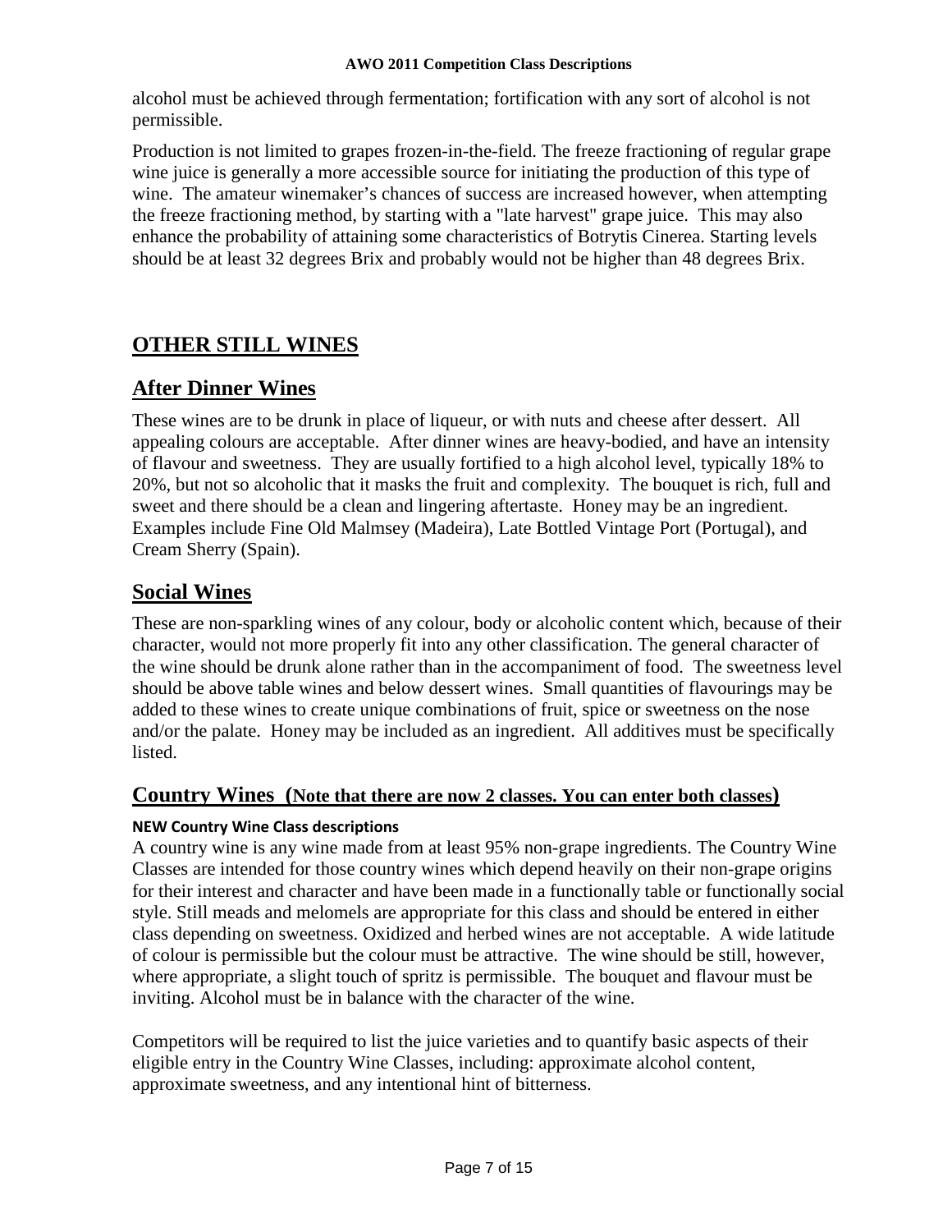alcohol must be achieved through fermentation; fortification with any sort of alcohol is not permissible.

Production is not limited to grapes frozen-in-the-field. The freeze fractioning of regular grape wine juice is generally a more accessible source for initiating the production of this type of wine. The amateur winemaker's chances of success are increased however, when attempting the freeze fractioning method, by starting with a "late harvest" grape juice. This may also enhance the probability of attaining some characteristics of Botrytis Cinerea. Starting levels should be at least 32 degrees Brix and probably would not be higher than 48 degrees Brix.

# OTHER STILL WINES

## After Dinner Wines

These wines are to be drunk in place of liqueur, or with nuts and cheese after dessert. All appealing colours are acceptable. After dinner wines are heavy-bodied, and have an intensity of flavour and sweetness. They are usually fortified to a high alcohol level, typically 18% to 20%, but not so alcoholic that it masks the fruit and complexity. The bouquet is rich, full and sweet and there should be a clean and lingering aftertaste. Honey may be an ingredient. Examples include Fine Old Malmsey (Madeira), Late Bottled Vintage Port (Portugal), and Cream Sherry (Spain).

## Social Wines

These are non-sparkling wines of any colour, body or alcoholic content which, because of their character, would not more properly fit into any other classification. The general character of the wine should be drunk alone rather than in the accompaniment of food. The sweetness level should be above table wines and below dessert wines. Small quantities of flavourings may be added to these wines to create unique combinations of fruit, spice or sweetness on the nose and/or the palate. Honey may be included as an ingredient. All additives must be specifically listed.

## Country Wines (Note that there are now 2 classes. You can enter both classes)

**NEW Country Wine Class descriptions**

A country wine is any wine made from at least 95% non-grape ingredients. The Country Wine Classes are intended for those country wines which depend heavily on their non-grape origins for their interest and character and have been made in a functionally table or functionally social style. Still meads and melomels are appropriate for this class and should be entered in either class depending on sweetness. Oxidized and herbed wines are not acceptable. A wide latitude of colour is permissible but the colour must be attractive. The wine should be still, however, where appropriate, a slight touch of spritz is permissible. The bouquet and flavour must be inviting. Alcohol must be in balance with the character of the wine.

Competitors will be required to list the juice varieties and to quantify basic aspects of their eligible entry in the Country Wine Classes, including: approximate alcohol content, approximate sweetness, and any intentional hint of bitterness.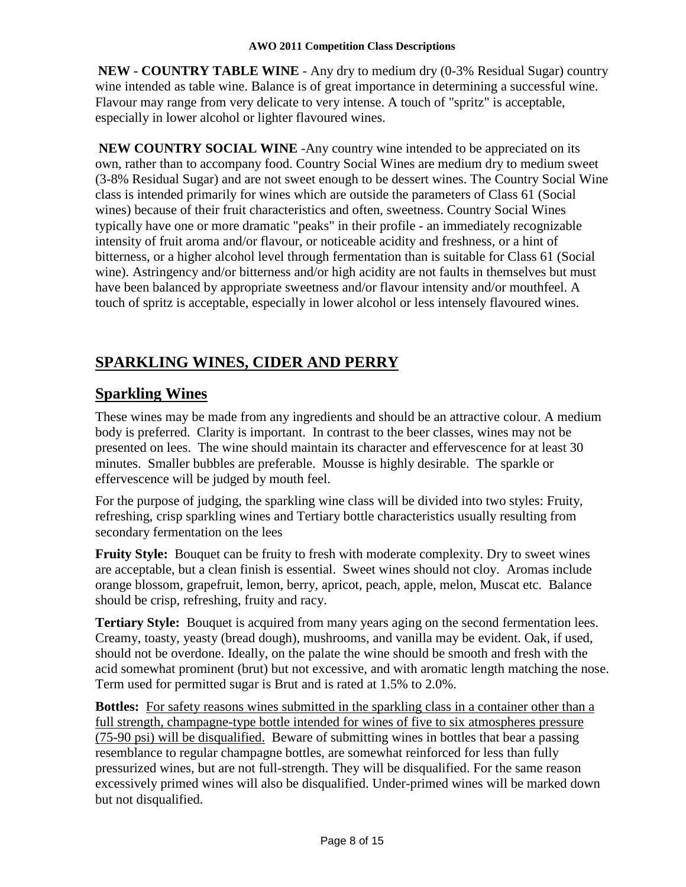**NEW - COUNTRY TABLE WINE** - Any dry to medium dry (0-3% Residual Sugar) country wine intended as table wine. Balance is of great importance in determining a successful wine. Flavour may range from very delicate to very intense. A touch of "spritz" is acceptable, especially in lower alcohol or lighter flavoured wines.

**NEW COUNTRY SOCIAL WINE** -Any country wine intended to be appreciated on its own, rather than to accompany food. Country Social Wines are medium dry to medium sweet (3-8% Residual Sugar) and are not sweet enough to be dessert wines. The Country Social Wine class is intended primarily for wines which are outside the parameters of Class 61 (Social wines) because of their fruit characteristics and often, sweetness. Country Social Wines typically have one or more dramatic "peaks" in their profile - an immediately recognizable intensity of fruit aroma and/or flavour, or noticeable acidity and freshness, or a hint of bitterness, or a higher alcohol level through fermentation than is suitable for Class 61 (Social wine). Astringency and/or bitterness and/or high acidity are not faults in themselves but must have been balanced by appropriate sweetness and/or flavour intensity and/or mouthfeel. A touch of spritz is acceptable, especially in lower alcohol or less intensely flavoured wines.

## SPARKLING WINES, CIDER AND PERRY

### Sparkling Wines

These wines may be made from any ingredients and should be an attractive colour. A medium body is preferred. Clarity is important. In contrast to the beer classes, wines may not be presented on lees. The wine should maintain its character and effervescence for at least 30 minutes. Smaller bubbles are preferable. Mousse is highly desirable. The sparkle or effervescence will be judged by mouth feel.

For the purpose of judging, the sparkling wine class will be divided into two styles: Fruity, refreshing, crisp sparkling wines and Tertiary bottle characteristics usually resulting from secondary fermentation on the lees

**Fruity Style:** Bouquet can be fruity to fresh with moderate complexity. Dry to sweet wines are acceptable, but a clean finish is essential. Sweet wines should not cloy. Aromas include orange blossom, grapefruit, lemon, berry, apricot, peach, apple, melon, Muscat etc. Balance should be crisp, refreshing, fruity and racy.

**Tertiary Style:** Bouquet is acquired from many years aging on the second fermentation lees. Creamy, toasty, yeasty (bread dough), mushrooms, and vanilla may be evident. Oak, if used, should not be overdone. Ideally, on the palate the wine should be smooth and fresh with the acid somewhat prominent (brut) but not excessive, and with aromatic length matching the nose. Term used for permitted sugar is Brut and is rated at 1.5% to 2.0%.

**Bottles:** For safety reasons wines submitted in the sparkling class in a container other than a full strength, champagne-type bottle intended for wines of five to six atmospheres pressure (75-90 psi) will be disqualified. Beware of submitting wines in bottles that bear a passing resemblance to regular champagne bottles, are somewhat reinforced for less than fully pressurized wines, but are not full-strength. They will be disqualified. For the same reason excessively primed wines will also be disqualified. Under-primed wines will be marked down but not disqualified.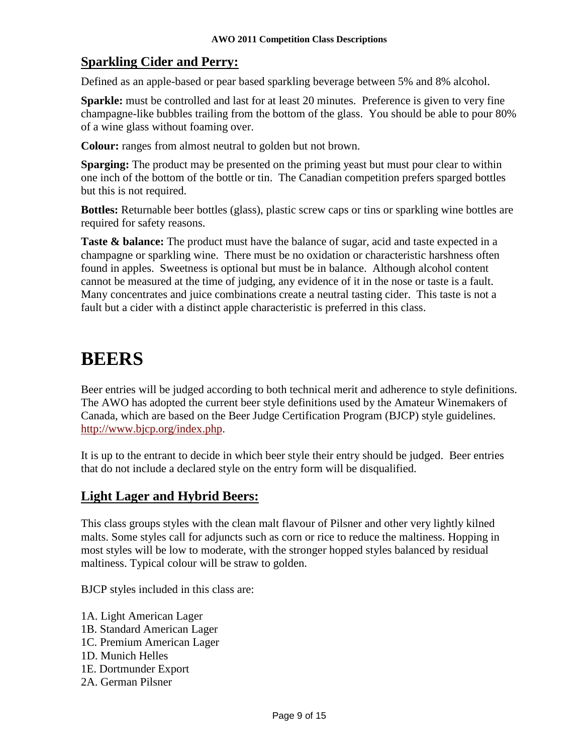## Sparkling Cider and Perry:

Defined as an apple-based or pear based sparkling beverage between 5% and 8% alcohol.

**Sparkle:** must be controlled and last for at least 20 minutes. Preference is given to very fine champagne-like bubbles trailing from the bottom of the glass. You should be able to pour 80% of a wine glass without foaming over.

**Colour:** ranges from almost neutral to golden but not brown.

**Sparging:** The product may be presented on the priming yeast but must pour clear to within one inch of the bottom of the bottle or tin. The Canadian competition prefers sparged bottles but this is not required.

**Bottles:** Returnable beer bottles (glass), plastic screw caps or tins or sparkling wine bottles are required for safety reasons.

**Taste & balance:** The product must have the balance of sugar, acid and taste expected in a champagne or sparkling wine. There must be no oxidation or characteristic harshness often found in apples. Sweetness is optional but must be in balance. Although alcohol content cannot be measured at the time of judging, any evidence of it in the nose or taste is a fault. Many concentrates and juice combinations create a neutral tasting cider. This taste is not a fault but a cider with a distinct apple characteristic is preferred in this class.

# BEERS

Beer entries will be judged according to both technical merit and adherence to style definitions. The AWO has adopted the current beer style definitions used by the Amateur Winemakers of Canada, which are based on the Beer Judge Certification Program (BJCP) style guidelines. http://www.bjcp.org/index.php.

It is up to the entrant to decide in which beer style their entry should be judged. Beer entries that do not include a declared style on the entry form will be disqualified.

## Light Lager and Hybrid Beers:

This class groups styles with the clean malt flavour of Pilsner and other very lightly kilned malts. Some styles call for adjuncts such as corn or rice to reduce the maltiness. Hopping in most styles will be low to moderate, with the stronger hopped styles balanced by residual maltiness. Typical colour will be straw to golden.

BJCP styles included in this class are:

1A. Light American Lager
1B. Standard American Lager
1C. Premium American Lager
1D. Munich Helles
1E. Dortmunder Export
2A. German Pilsner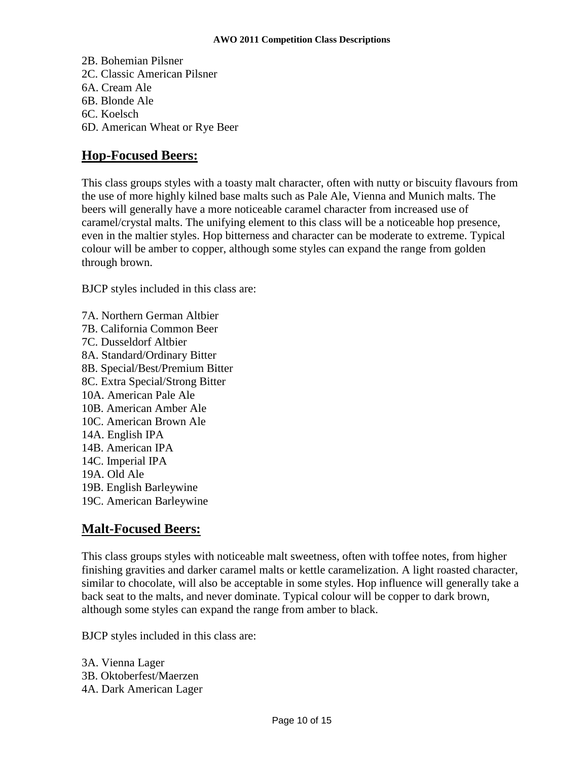2B. Bohemian Pilsner
2C. Classic American Pilsner
6A. Cream Ale
6B. Blonde Ale
6C. Koelsch
6D. American Wheat or Rye Beer

## Hop-Focused Beers:

This class groups styles with a toasty malt character, often with nutty or biscuity flavours from the use of more highly kilned base malts such as Pale Ale, Vienna and Munich malts. The beers will generally have a more noticeable caramel character from increased use of caramel/crystal malts. The unifying element to this class will be a noticeable hop presence, even in the maltier styles. Hop bitterness and character can be moderate to extreme. Typical colour will be amber to copper, although some styles can expand the range from golden through brown.

BJCP styles included in this class are:

7A. Northern German Altbier
7B. California Common Beer
7C. Dusseldorf Altbier
8A. Standard/Ordinary Bitter
8B. Special/Best/Premium Bitter
8C. Extra Special/Strong Bitter
10A. American Pale Ale
10B. American Amber Ale
10C. American Brown Ale
14A. English IPA
14B. American IPA
14C. Imperial IPA
19A. Old Ale
19B. English Barleywine
19C. American Barleywine

## Malt-Focused Beers:

This class groups styles with noticeable malt sweetness, often with toffee notes, from higher finishing gravities and darker caramel malts or kettle caramelization. A light roasted character, similar to chocolate, will also be acceptable in some styles. Hop influence will generally take a back seat to the malts, and never dominate. Typical colour will be copper to dark brown, although some styles can expand the range from amber to black.

BJCP styles included in this class are:

3A. Vienna Lager
3B. Oktoberfest/Maerzen
4A. Dark American Lager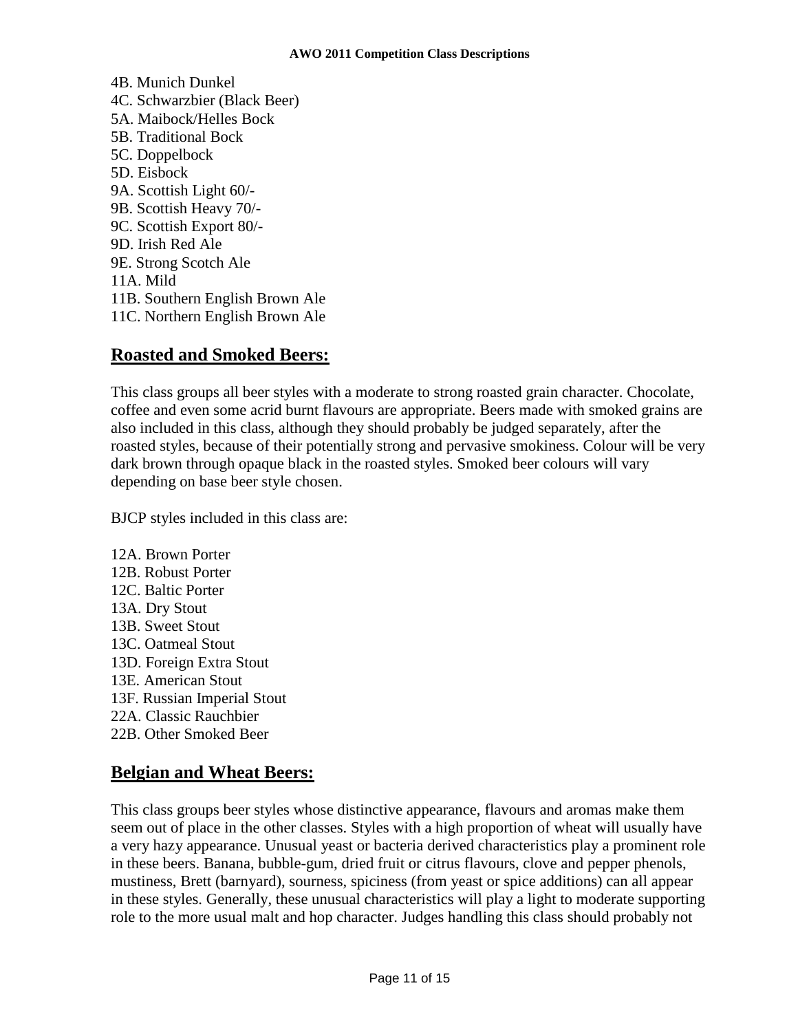4B. Munich Dunkel
4C. Schwarzbier (Black Beer)
5A. Maibock/Helles Bock
5B. Traditional Bock
5C. Doppelbock
5D. Eisbock
9A. Scottish Light 60/-
9B. Scottish Heavy 70/-
9C. Scottish Export 80/-
9D. Irish Red Ale
9E. Strong Scotch Ale
11A. Mild
11B. Southern English Brown Ale
11C. Northern English Brown Ale

## Roasted and Smoked Beers:

This class groups all beer styles with a moderate to strong roasted grain character. Chocolate, coffee and even some acrid burnt flavours are appropriate. Beers made with smoked grains are also included in this class, although they should probably be judged separately, after the roasted styles, because of their potentially strong and pervasive smokiness. Colour will be very dark brown through opaque black in the roasted styles. Smoked beer colours will vary depending on base beer style chosen.

BJCP styles included in this class are:

12A. Brown Porter
12B. Robust Porter
12C. Baltic Porter
13A. Dry Stout
13B. Sweet Stout
13C. Oatmeal Stout
13D. Foreign Extra Stout
13E. American Stout
13F. Russian Imperial Stout
22A. Classic Rauchbier
22B. Other Smoked Beer

## Belgian and Wheat Beers:

This class groups beer styles whose distinctive appearance, flavours and aromas make them seem out of place in the other classes. Styles with a high proportion of wheat will usually have a very hazy appearance. Unusual yeast or bacteria derived characteristics play a prominent role in these beers. Banana, bubble-gum, dried fruit or citrus flavours, clove and pepper phenols, mustiness, Brett (barnyard), sourness, spiciness (from yeast or spice additions) can all appear in these styles. Generally, these unusual characteristics will play a light to moderate supporting role to the more usual malt and hop character. Judges handling this class should probably not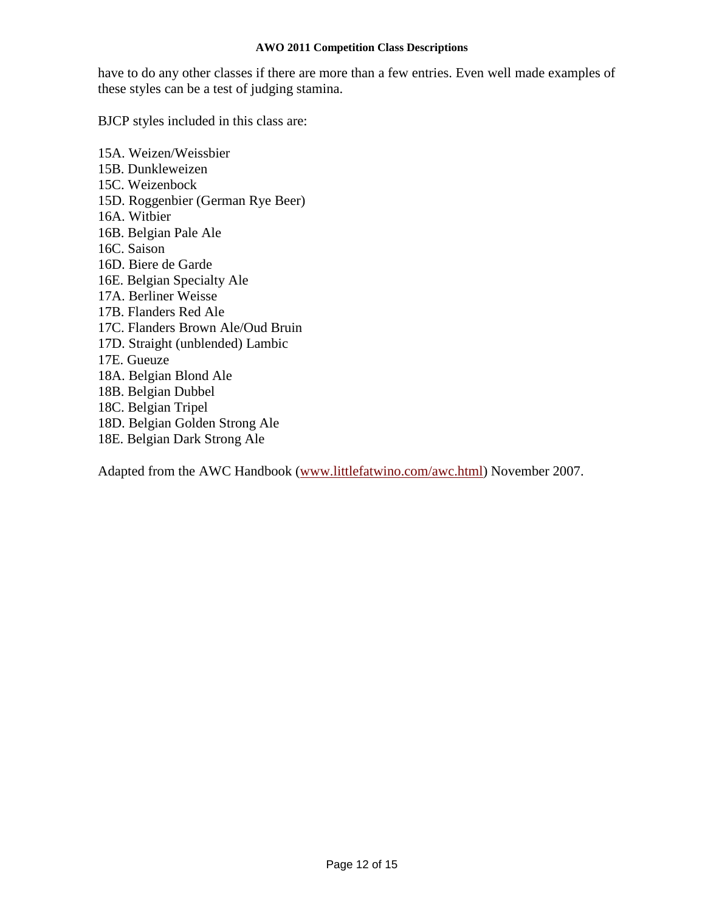have to do any other classes if there are more than a few entries. Even well made examples of these styles can be a test of judging stamina.

BJCP styles included in this class are:

15A. Weizen/Weissbier
15B. Dunkleweizen
15C. Weizenbock
15D. Roggenbier (German Rye Beer)
16A. Witbier
16B. Belgian Pale Ale
16C. Saison
16D. Biere de Garde
16E. Belgian Specialty Ale
17A. Berliner Weisse
17B. Flanders Red Ale
17C. Flanders Brown Ale/Oud Bruin
17D. Straight (unblended) Lambic
17E. Gueuze
18A. Belgian Blond Ale
18B. Belgian Dubbel
18C. Belgian Tripel
18D. Belgian Golden Strong Ale
18E. Belgian Dark Strong Ale

Adapted from the AWC Handbook (www.littlefatwino.com/awc.html) November 2007.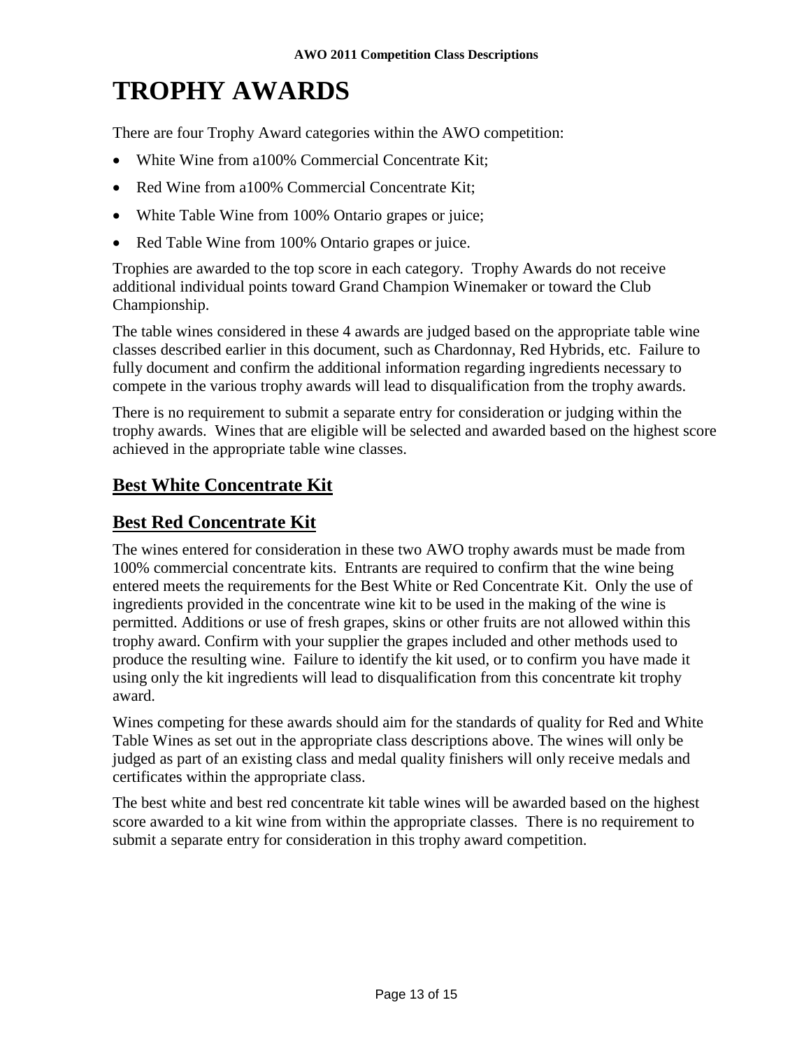# TROPHY AWARDS

There are four Trophy Award categories within the AWO competition:

- White Wine from a100% Commercial Concentrate Kit;
- Red Wine from a100% Commercial Concentrate Kit;
- White Table Wine from 100% Ontario grapes or juice;
- Red Table Wine from 100% Ontario grapes or juice.

Trophies are awarded to the top score in each category. Trophy Awards do not receive additional individual points toward Grand Champion Winemaker or toward the Club Championship.

The table wines considered in these 4 awards are judged based on the appropriate table wine classes described earlier in this document, such as Chardonnay, Red Hybrids, etc. Failure to fully document and confirm the additional information regarding ingredients necessary to compete in the various trophy awards will lead to disqualification from the trophy awards.

There is no requirement to submit a separate entry for consideration or judging within the trophy awards. Wines that are eligible will be selected and awarded based on the highest score achieved in the appropriate table wine classes.

## Best White Concentrate Kit

## Best Red Concentrate Kit

The wines entered for consideration in these two AWO trophy awards must be made from 100% commercial concentrate kits. Entrants are required to confirm that the wine being entered meets the requirements for the Best White or Red Concentrate Kit. Only the use of ingredients provided in the concentrate wine kit to be used in the making of the wine is permitted. Additions or use of fresh grapes, skins or other fruits are not allowed within this trophy award. Confirm with your supplier the grapes included and other methods used to produce the resulting wine. Failure to identify the kit used, or to confirm you have made it using only the kit ingredients will lead to disqualification from this concentrate kit trophy award.

Wines competing for these awards should aim for the standards of quality for Red and White Table Wines as set out in the appropriate class descriptions above. The wines will only be judged as part of an existing class and medal quality finishers will only receive medals and certificates within the appropriate class.

The best white and best red concentrate kit table wines will be awarded based on the highest score awarded to a kit wine from within the appropriate classes. There is no requirement to submit a separate entry for consideration in this trophy award competition.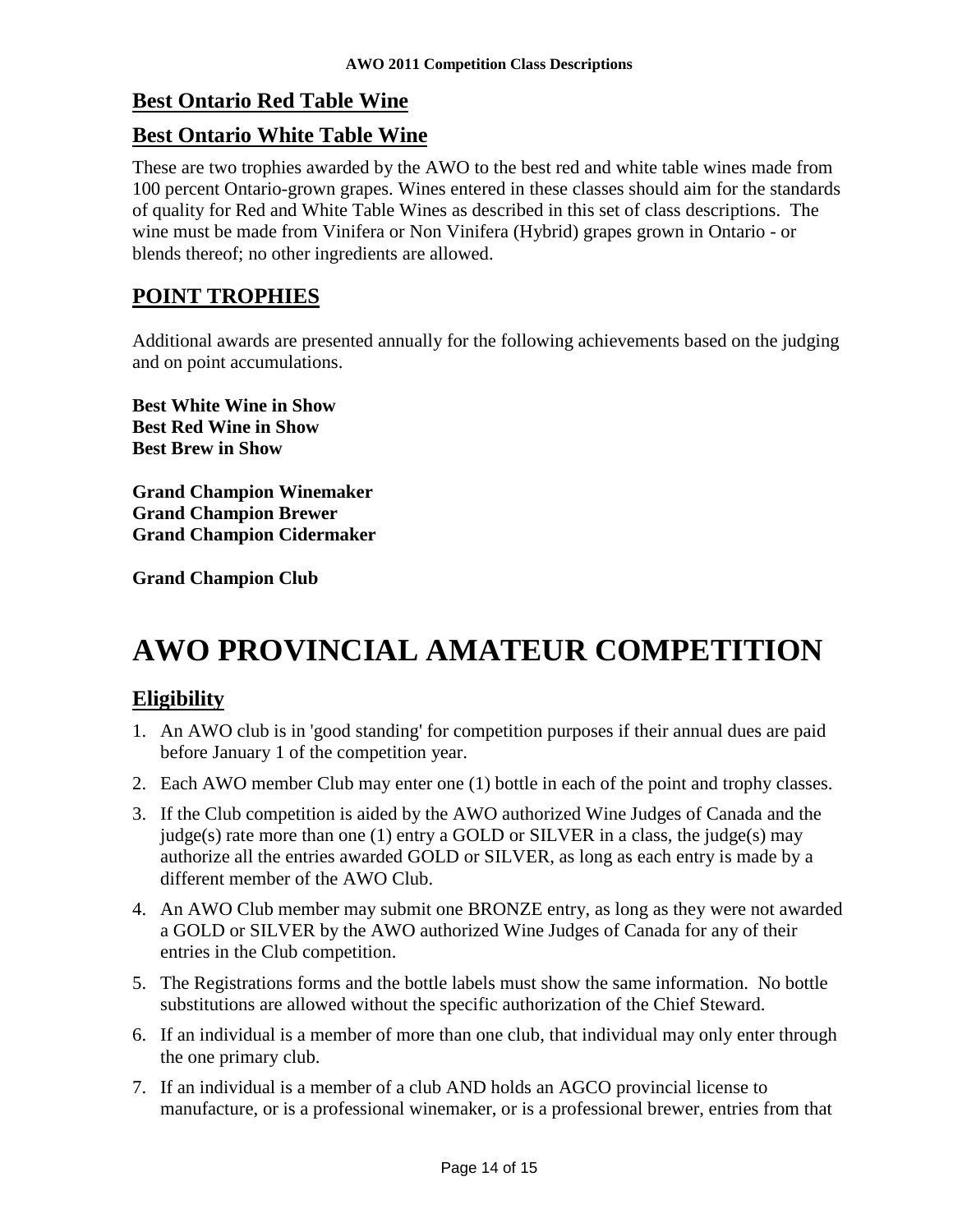## Best Ontario Red Table Wine

## Best Ontario White Table Wine

These are two trophies awarded by the AWO to the best red and white table wines made from 100 percent Ontario-grown grapes. Wines entered in these classes should aim for the standards of quality for Red and White Table Wines as described in this set of class descriptions. The wine must be made from Vinifera or Non Vinifera (Hybrid) grapes grown in Ontario - or blends thereof; no other ingredients are allowed.

## POINT TROPHIES

Additional awards are presented annually for the following achievements based on the judging and on point accumulations.

**Best White Wine in Show**
**Best Red Wine in Show**
**Best Brew in Show**

**Grand Champion Winemaker**
**Grand Champion Brewer**
**Grand Champion Cidermaker**

**Grand Champion Club**

# AWO PROVINCIAL AMATEUR COMPETITION

## Eligibility

1. An AWO club is in 'good standing' for competition purposes if their annual dues are paid before January 1 of the competition year.
2. Each AWO member Club may enter one (1) bottle in each of the point and trophy classes.
3. If the Club competition is aided by the AWO authorized Wine Judges of Canada and the judge(s) rate more than one (1) entry a GOLD or SILVER in a class, the judge(s) may authorize all the entries awarded GOLD or SILVER, as long as each entry is made by a different member of the AWO Club.
4. An AWO Club member may submit one BRONZE entry, as long as they were not awarded a GOLD or SILVER by the AWO authorized Wine Judges of Canada for any of their entries in the Club competition.
5. The Registrations forms and the bottle labels must show the same information. No bottle substitutions are allowed without the specific authorization of the Chief Steward.
6. If an individual is a member of more than one club, that individual may only enter through the one primary club.
7. If an individual is a member of a club AND holds an AGCO provincial license to manufacture, or is a professional winemaker, or is a professional brewer, entries from that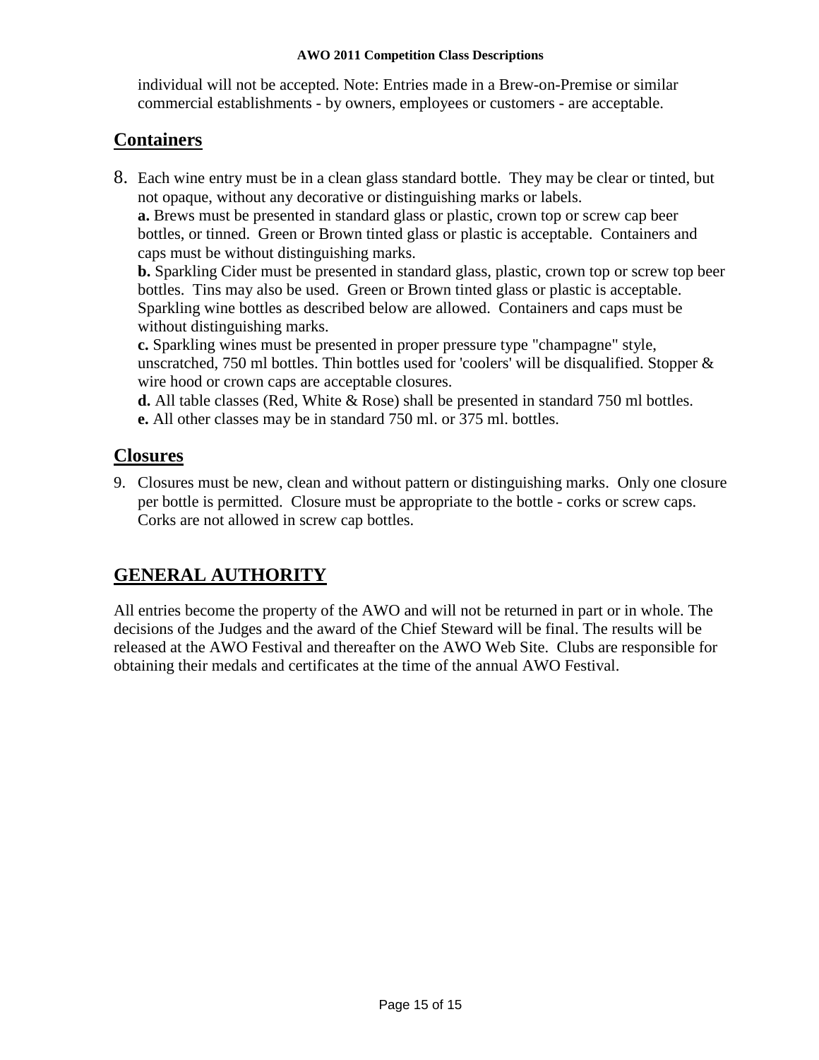individual will not be accepted. Note: Entries made in a Brew-on-Premise or similar commercial establishments - by owners, employees or customers - are acceptable.

## Containers

8. Each wine entry must be in a clean glass standard bottle. They may be clear or tinted, but not opaque, without any decorative or distinguishing marks or labels.
**a.** Brews must be presented in standard glass or plastic, crown top or screw cap beer bottles, or tinned. Green or Brown tinted glass or plastic is acceptable. Containers and caps must be without distinguishing marks.
**b.** Sparkling Cider must be presented in standard glass, plastic, crown top or screw top beer bottles. Tins may also be used. Green or Brown tinted glass or plastic is acceptable. Sparkling wine bottles as described below are allowed. Containers and caps must be without distinguishing marks.
**c.** Sparkling wines must be presented in proper pressure type "champagne" style, unscratched, 750 ml bottles. Thin bottles used for 'coolers' will be disqualified. Stopper & wire hood or crown caps are acceptable closures.
**d.** All table classes (Red, White & Rose) shall be presented in standard 750 ml bottles.
**e.** All other classes may be in standard 750 ml. or 375 ml. bottles.

## Closures

9. Closures must be new, clean and without pattern or distinguishing marks. Only one closure per bottle is permitted. Closure must be appropriate to the bottle - corks or screw caps. Corks are not allowed in screw cap bottles.

## GENERAL AUTHORITY

All entries become the property of the AWO and will not be returned in part or in whole. The decisions of the Judges and the award of the Chief Steward will be final. The results will be released at the AWO Festival and thereafter on the AWO Web Site. Clubs are responsible for obtaining their medals and certificates at the time of the annual AWO Festival.